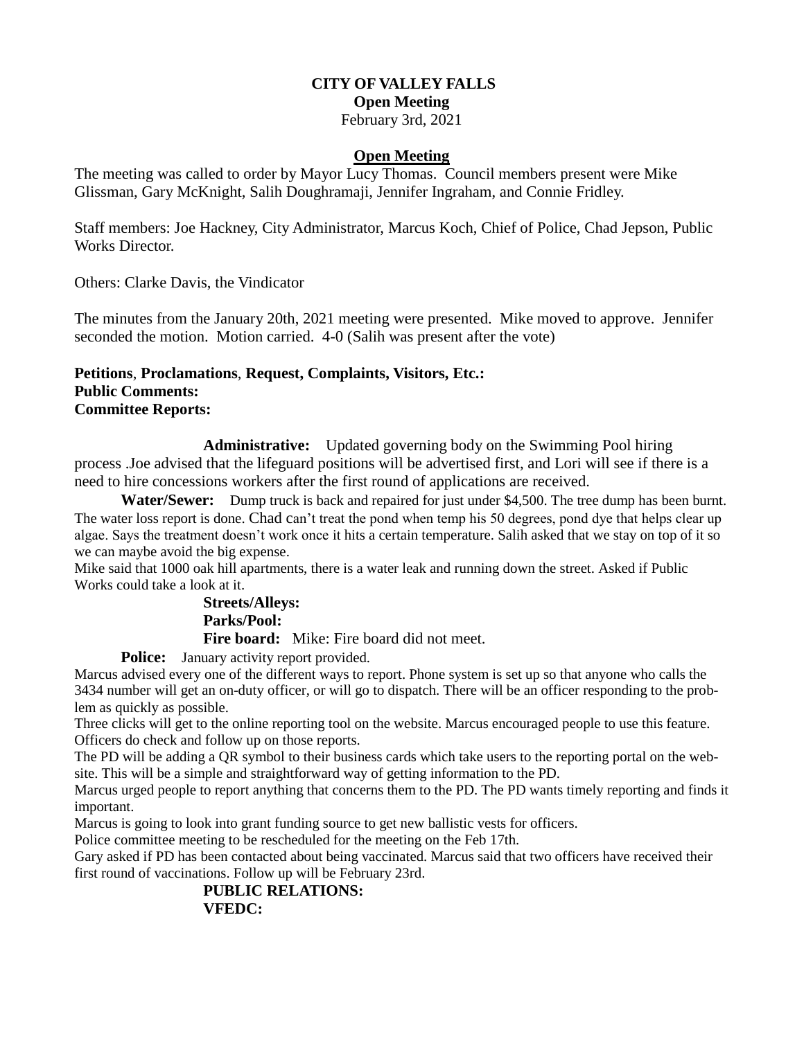**CITY OF VALLEY FALLS**
**Open Meeting**
February 3rd, 2021

## Open Meeting

The meeting was called to order by Mayor Lucy Thomas. Council members present were Mike Glissman, Gary McKnight, Salih Doughramaji, Jennifer Ingraham, and Connie Fridley.

Staff members: Joe Hackney, City Administrator, Marcus Koch, Chief of Police, Chad Jepson, Public Works Director.

Others: Clarke Davis, the Vindicator

The minutes from the January 20th, 2021 meeting were presented. Mike moved to approve. Jennifer seconded the motion. Motion carried. 4-0 (Salih was present after the vote)

**Petitions**, **Proclamations**, **Request, Complaints, Visitors, Etc.:**
**Public Comments:**
**Committee Reports:**

**Administrative:** Updated governing body on the Swimming Pool hiring process .Joe advised that the lifeguard positions will be advertised first, and Lori will see if there is a need to hire concessions workers after the first round of applications are received.

**Water/Sewer:** Dump truck is back and repaired for just under $4,500. The tree dump has been burnt. The water loss report is done. Chad can't treat the pond when temp his 50 degrees, pond dye that helps clear up algae. Says the treatment doesn't work once it hits a certain temperature. Salih asked that we stay on top of it so we can maybe avoid the big expense.

Mike said that 1000 oak hill apartments, there is a water leak and running down the street. Asked if Public Works could take a look at it.

**Streets/Alleys:**

**Parks/Pool:**

**Fire board:** Mike: Fire board did not meet.

**Police:** January activity report provided.

Marcus advised every one of the different ways to report. Phone system is set up so that anyone who calls the 3434 number will get an on-duty officer, or will go to dispatch. There will be an officer responding to the problem as quickly as possible.

Three clicks will get to the online reporting tool on the website. Marcus encouraged people to use this feature. Officers do check and follow up on those reports.

The PD will be adding a QR symbol to their business cards which take users to the reporting portal on the website. This will be a simple and straightforward way of getting information to the PD.

Marcus urged people to report anything that concerns them to the PD. The PD wants timely reporting and finds it important.

Marcus is going to look into grant funding source to get new ballistic vests for officers.

Police committee meeting to be rescheduled for the meeting on the Feb 17th.

Gary asked if PD has been contacted about being vaccinated. Marcus said that two officers have received their first round of vaccinations. Follow up will be February 23rd.

**PUBLIC RELATIONS:**

**VFEDC:**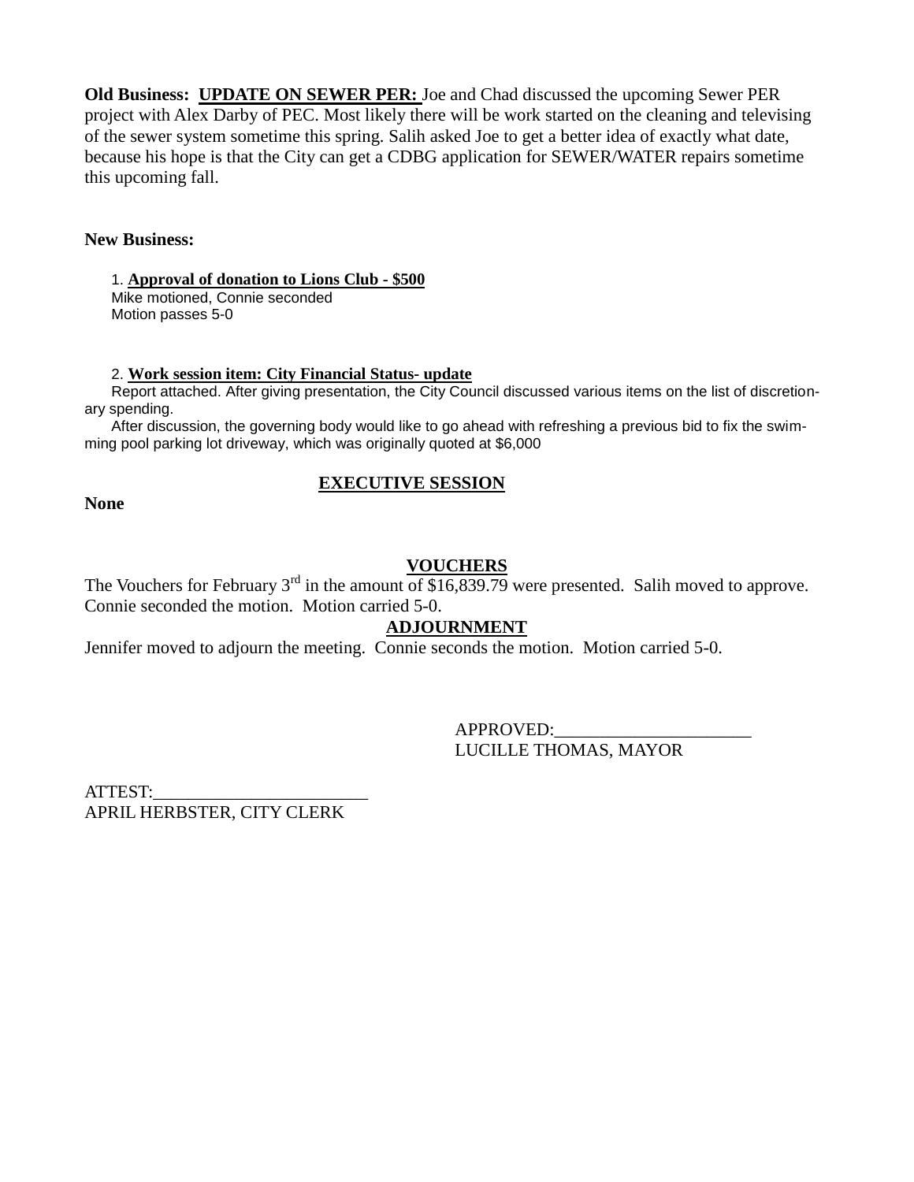**Old Business:** **UPDATE ON SEWER PER:** Joe and Chad discussed the upcoming Sewer PER project with Alex Darby of PEC. Most likely there will be work started on the cleaning and televising of the sewer system sometime this spring. Salih asked Joe to get a better idea of exactly what date, because his hope is that the City can get a CDBG application for SEWER/WATER repairs sometime this upcoming fall.

**New Business:**

1. **Approval of donation to Lions Club - $500**
   Mike motioned, Connie seconded
   Motion passes 5-0

2. **Work session item: City Financial Status- update**
   Report attached. After giving presentation, the City Council discussed various items on the list of discretionary spending.
   After discussion, the governing body would like to go ahead with refreshing a previous bid to fix the swimming pool parking lot driveway, which was originally quoted at $6,000

## EXECUTIVE SESSION

**None**

## VOUCHERS

The Vouchers for February 3rd in the amount of $16,839.79 were presented. Salih moved to approve. Connie seconded the motion. Motion carried 5-0.

## ADJOURNMENT

Jennifer moved to adjourn the meeting. Connie seconds the motion. Motion carried 5-0.

APPROVED:______________________
LUCILLE THOMAS, MAYOR

ATTEST:________________________
APRIL HERBSTER, CITY CLERK